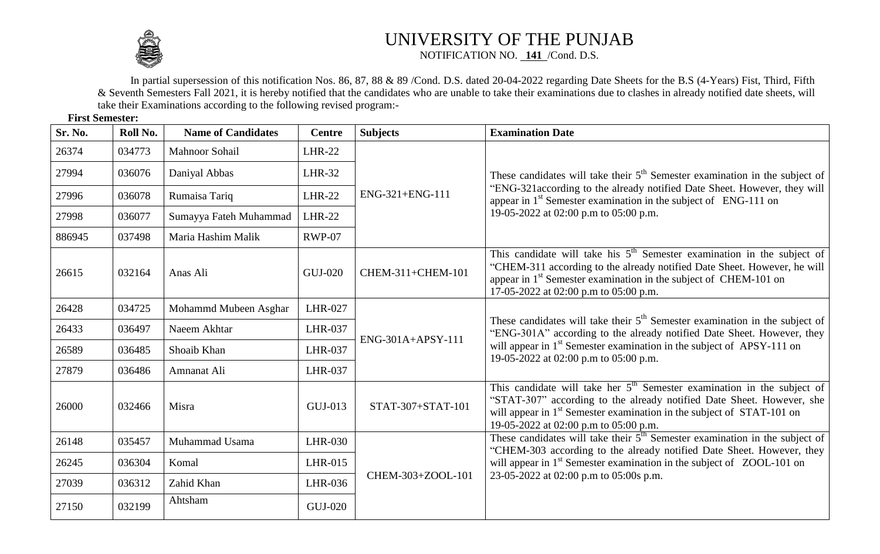# UNIVERSITY OF THE PUNJAB

NOTIFICATION NO. **141** /Cond. D.S.

In partial supersession of this notification Nos. 86, 87, 88 & 89 /Cond. D.S. dated 20-04-2022 regarding Date Sheets for the B.S (4-Years) Fist, Third, Fifth & Seventh Semesters Fall 2021, it is hereby notified that the candidates who are unable to take their examinations due to clashes in already notified date sheets, will take their Examinations according to the following revised program:-

**First Semester:**

| Sr. No. | Roll No. | Name of Candidates | Centre | Subjects | Examination Date |
|---|---|---|---|---|---|
| 26374 | 034773 | Mahnoor Sohail | LHR-22 | ENG-321+ENG-111 | These candidates will take their 5th Semester examination in the subject of "ENG-321according to the already notified Date Sheet. However, they will appear in 1st Semester examination in the subject of ENG-111 on 19-05-2022 at 02:00 p.m to 05:00 p.m. |
| 27994 | 036076 | Daniyal Abbas | LHR-32 | | |
| 27996 | 036078 | Rumaisa Tariq | LHR-22 | | |
| 27998 | 036077 | Sumayya Fateh Muhammad | LHR-22 | | |
| 886945 | 037498 | Maria Hashim Malik | RWP-07 | | |
| 26615 | 032164 | Anas Ali | GUJ-020 | CHEM-311+CHEM-101 | This candidate will take his 5th Semester examination in the subject of "CHEM-311 according to the already notified Date Sheet. However, he will appear in 1st Semester examination in the subject of CHEM-101 on 17-05-2022 at 02:00 p.m to 05:00 p.m. |
| 26428 | 034725 | Mohammd Mubeen Asghar | LHR-027 | ENG-301A+APSY-111 | These candidates will take their 5th Semester examination in the subject of "ENG-301A" according to the already notified Date Sheet. However, they will appear in 1st Semester examination in the subject of APSY-111 on 19-05-2022 at 02:00 p.m to 05:00 p.m. |
| 26433 | 036497 | Naeem Akhtar | LHR-037 | | |
| 26589 | 036485 | Shoaib Khan | LHR-037 | | |
| 27879 | 036486 | Amnanat Ali | LHR-037 | | |
| 26000 | 032466 | Misra | GUJ-013 | STAT-307+STAT-101 | This candidate will take her 5th Semester examination in the subject of "STAT-307" according to the already notified Date Sheet. However, she will appear in 1st Semester examination in the subject of STAT-101 on 19-05-2022 at 02:00 p.m to 05:00 p.m. |
| 26148 | 035457 | Muhammad Usama | LHR-030 | CHEM-303+ZOOL-101 | These candidates will take their 5th Semester examination in the subject of "CHEM-303 according to the already notified Date Sheet. However, they will appear in 1st Semester examination in the subject of ZOOL-101 on 23-05-2022 at 02:00 p.m to 05:00s p.m. |
| 26245 | 036304 | Komal | LHR-015 | | |
| 27039 | 036312 | Zahid Khan | LHR-036 | | |
| 27150 | 032199 | Ahtsham | GUJ-020 | | |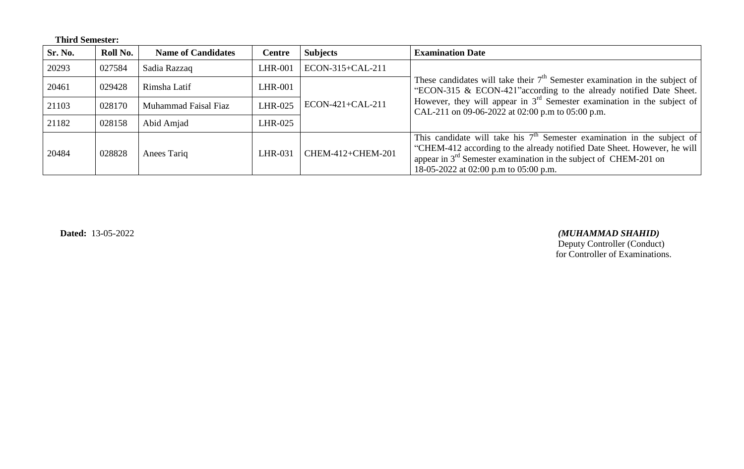**Third Semester:**

| Sr. No. | Roll No. | Name of Candidates | Centre | Subjects | Examination Date |
|---|---|---|---|---|---|
| 20293 | 027584 | Sadia Razzaq | LHR-001 | ECON-315+CAL-211 | These candidates will take their 7th Semester examination in the subject of "ECON-315 & ECON-421"according to the already notified Date Sheet. However, they will appear in 3rd Semester examination in the subject of CAL-211 on 09-06-2022 at 02:00 p.m to 05:00 p.m. |
| 20461 | 029428 | Rimsha Latif | LHR-001 | ECON-421+CAL-211 | |
| 21103 | 028170 | Muhammad Faisal Fiaz | LHR-025 | | |
| 21182 | 028158 | Abid Amjad | LHR-025 | | |
| 20484 | 028828 | Anees Tariq | LHR-031 | CHEM-412+CHEM-201 | This candidate will take his 7th Semester examination in the subject of "CHEM-412 according to the already notified Date Sheet. However, he will appear in 3rd Semester examination in the subject of CHEM-201 on 18-05-2022 at 02:00 p.m to 05:00 p.m. |

**Dated:** 13-05-2022

***(MUHAMMAD SHAHID)***
Deputy Controller (Conduct)
for Controller of Examinations.